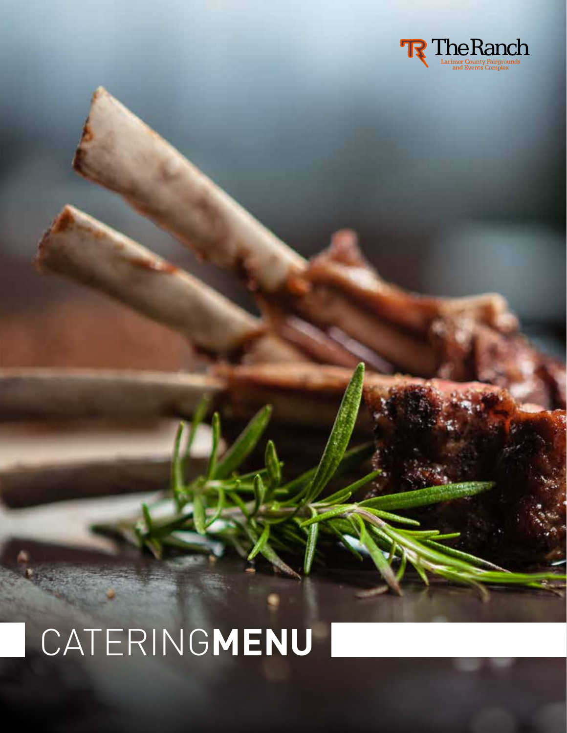The Ranch

Larimer County Fairgrounds and Events Complex

# CATERING**MENU**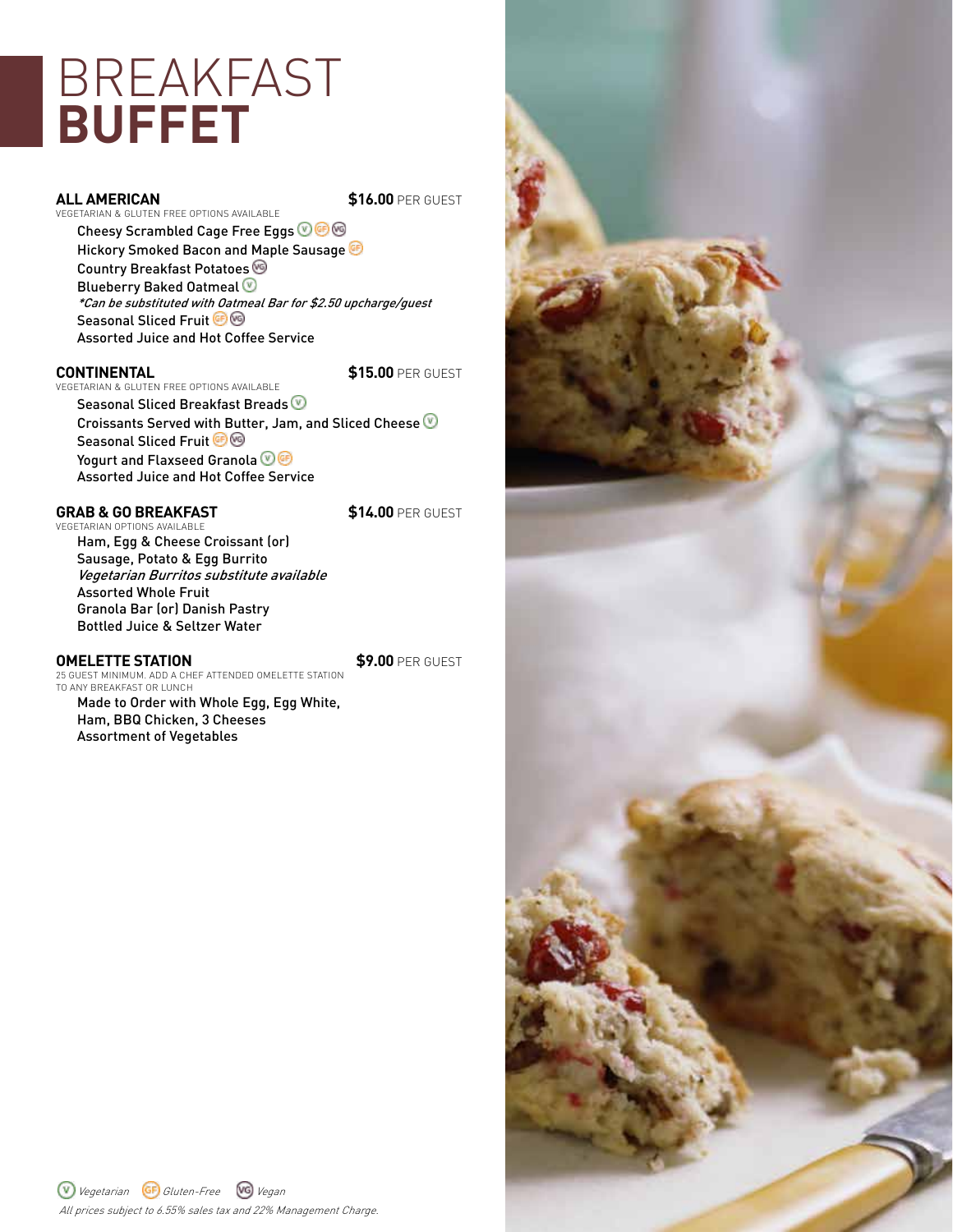# BREAKFAST **BUFFET**

### ALL AMERICAN — **$16.00** PER GUEST

VEGETARIAN & GLUTEN FREE OPTIONS AVAILABLE

- Cheesy Scrambled Cage Free Eggs (V) (GF) (VG)
- Hickory Smoked Bacon and Maple Sausage (GF)
- Country Breakfast Potatoes (VG)
- Blueberry Baked Oatmeal (V)
  *\*Can be substituted with Oatmeal Bar for $2.50 upcharge/guest*
- Seasonal Sliced Fruit (GF) (VG)
- Assorted Juice and Hot Coffee Service

### CONTINENTAL — **$15.00** PER GUEST

VEGETARIAN & GLUTEN FREE OPTIONS AVAILABLE

- Seasonal Sliced Breakfast Breads (V)
- Croissants Served with Butter, Jam, and Sliced Cheese (V)
- Seasonal Sliced Fruit (GF) (VG)
- Yogurt and Flaxseed Granola (V) (GF)
- Assorted Juice and Hot Coffee Service

### GRAB & GO BREAKFAST — **$14.00** PER GUEST

VEGETARIAN OPTIONS AVAILABLE

- Ham, Egg & Cheese Croissant (or)
- Sausage, Potato & Egg Burrito
  *Vegetarian Burritos substitute available*
- Assorted Whole Fruit
- Granola Bar (or) Danish Pastry
- Bottled Juice & Seltzer Water

### OMELETTE STATION — **$9.00** PER GUEST

25 GUEST MINIMUM. ADD A CHEF ATTENDED OMELETTE STATION TO ANY BREAKFAST OR LUNCH

- Made to Order with Whole Egg, Egg White, Ham, BBQ Chicken, 3 Cheeses
- Assortment of Vegetables

(V) *Vegetarian* (GF) *Gluten-Free* (VG) *Vegan*

*All prices subject to 6.55% sales tax and 22% Management Charge.*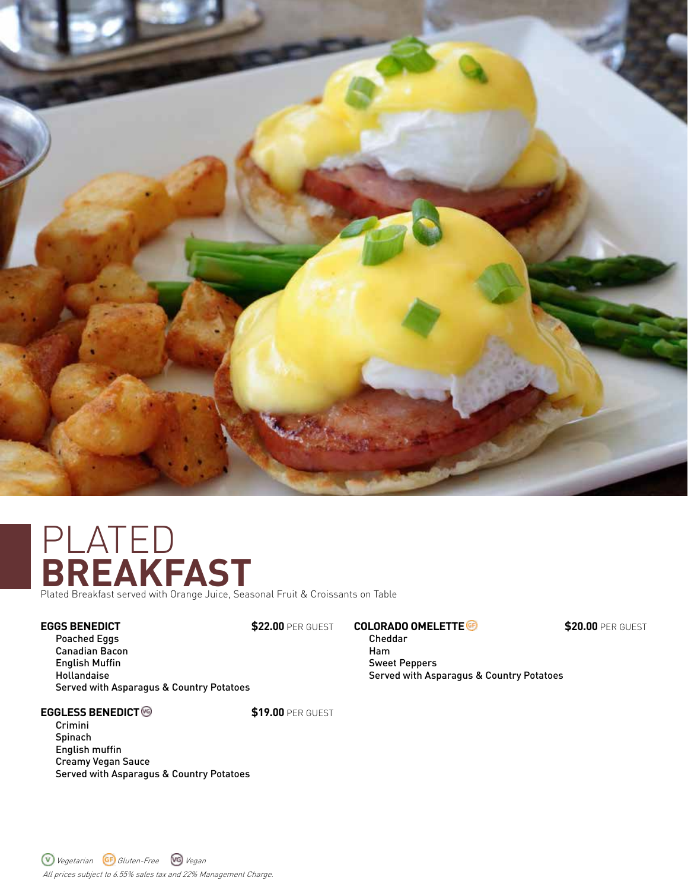# PLATED **BREAKFAST**

Plated Breakfast served with Orange Juice, Seasonal Fruit & Croissants on Table

**EGGS BENEDICT** — **$22.00** PER GUEST

- Poached Eggs
- Canadian Bacon
- English Muffin
- Hollandaise
- Served with Asparagus & Country Potatoes

**EGGLESS BENEDICT** (VG) — **$19.00** PER GUEST

- Crimini
- Spinach
- English muffin
- Creamy Vegan Sauce
- Served with Asparagus & Country Potatoes

**COLORADO OMELETTE** (GF) — **$20.00** PER GUEST

- Cheddar
- Ham
- Sweet Peppers
- Served with Asparagus & Country Potatoes

(V) *Vegetarian* (GF) *Gluten-Free* (VG) *Vegan*

*All prices subject to 6.55% sales tax and 22% Management Charge.*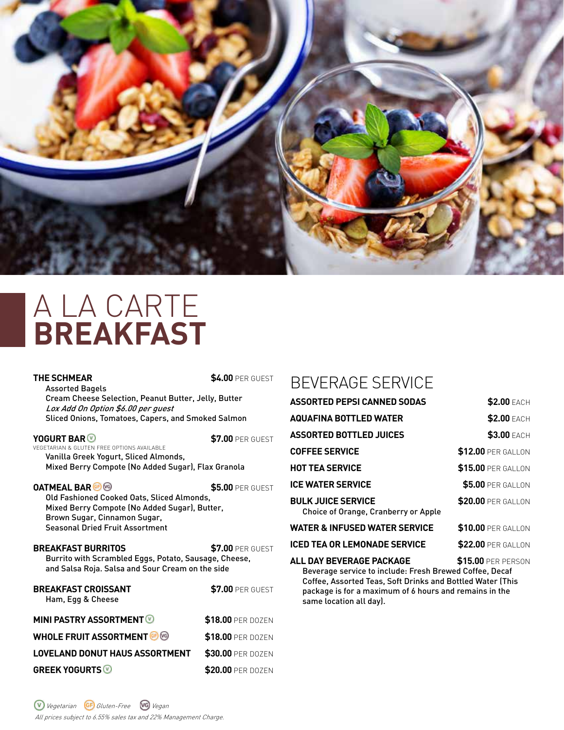# A LA CARTE **BREAKFAST**

**THE SCHMEAR** — **$4.00** PER GUEST
Assorted Bagels
Cream Cheese Selection, Peanut Butter, Jelly, Butter
*Lox Add On Option $6.00 per guest*
Sliced Onions, Tomatoes, Capers, and Smoked Salmon

**YOGURT BAR** (V) — **$7.00** PER GUEST
VEGETARIAN & GLUTEN FREE OPTIONS AVAILABLE
Vanilla Greek Yogurt, Sliced Almonds,
Mixed Berry Compote (No Added Sugar), Flax Granola

**OATMEAL BAR** (GF) (VG) — **$5.00** PER GUEST
Old Fashioned Cooked Oats, Sliced Almonds,
Mixed Berry Compote (No Added Sugar), Butter,
Brown Sugar, Cinnamon Sugar,
Seasonal Dried Fruit Assortment

**BREAKFAST BURRITOS** — **$7.00** PER GUEST
Burrito with Scrambled Eggs, Potato, Sausage, Cheese,
and Salsa Roja. Salsa and Sour Cream on the side

**BREAKFAST CROISSANT** — **$7.00** PER GUEST
Ham, Egg & Cheese

**MINI PASTRY ASSORTMENT** (V) — **$18.00** PER DOZEN

**WHOLE FRUIT ASSORTMENT** (GF) (VG) — **$18.00** PER DOZEN

**LOVELAND DONUT HAUS ASSORTMENT** — **$30.00** PER DOZEN

**GREEK YOGURTS** (V) — **$20.00** PER DOZEN

## BEVERAGE SERVICE

**ASSORTED PEPSI CANNED SODAS** — **$2.00** EACH

**AQUAFINA BOTTLED WATER** — **$2.00** EACH

**ASSORTED BOTTLED JUICES** — **$3.00** EACH

**COFFEE SERVICE** — **$12.00** PER GALLON

**HOT TEA SERVICE** — **$15.00** PER GALLON

**ICE WATER SERVICE** — **$5.00** PER GALLON

**BULK JUICE SERVICE** — **$20.00** PER GALLON
Choice of Orange, Cranberry or Apple

**WATER & INFUSED WATER SERVICE** — **$10.00** PER GALLON

**ICED TEA OR LEMONADE SERVICE** — **$22.00** PER GALLON

**ALL DAY BEVERAGE PACKAGE** — **$15.00** PER PERSON
Beverage service to include: Fresh Brewed Coffee, Decaf Coffee, Assorted Teas, Soft Drinks and Bottled Water (This package is for a maximum of 6 hours and remains in the same location all day).

(V) *Vegetarian* (GF) *Gluten-Free* (VG) *Vegan*

*All prices subject to 6.55% sales tax and 22% Management Charge.*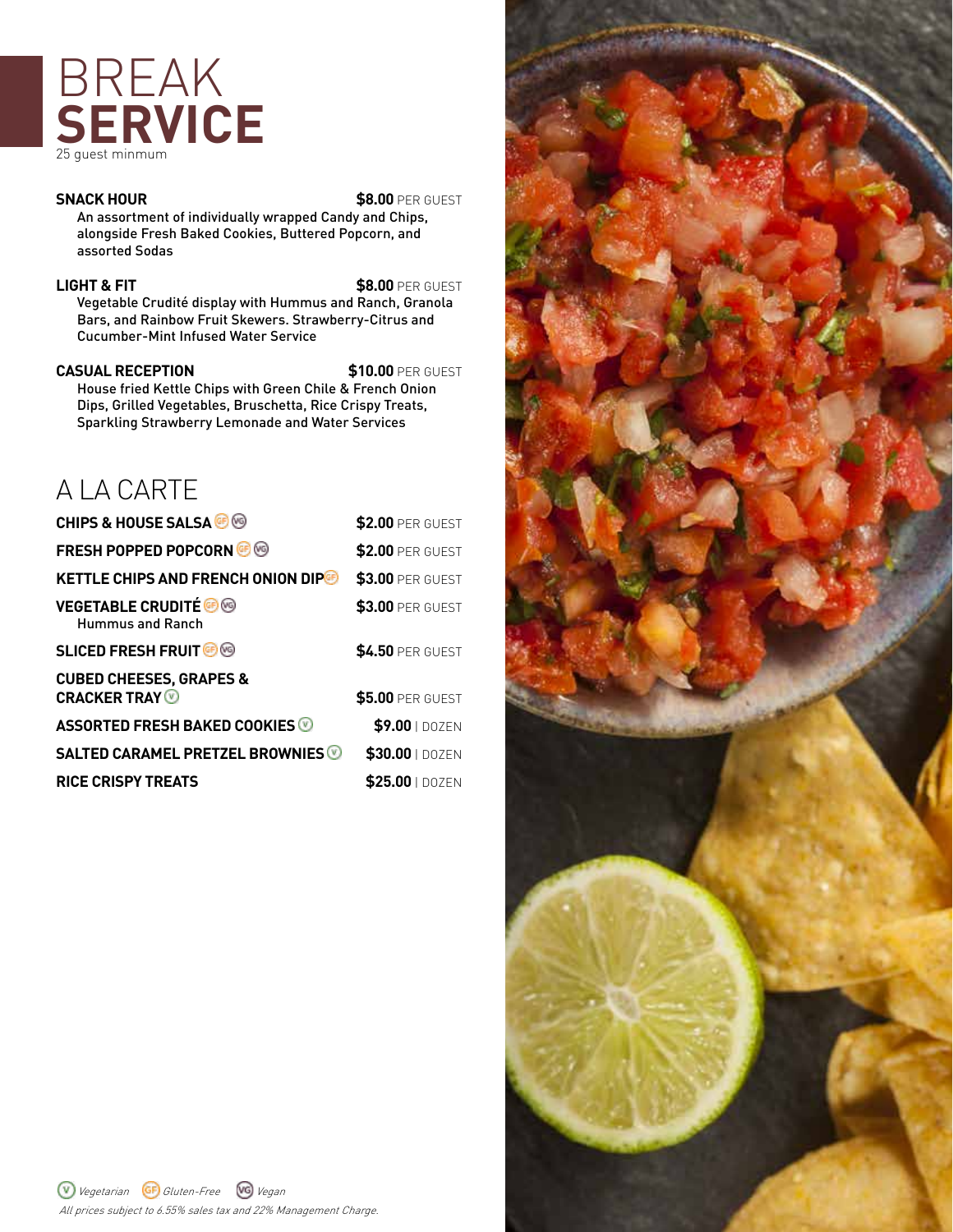# BREAK **SERVICE**

25 guest minmum

**SNACK HOUR** — **$8.00** PER GUEST

An assortment of individually wrapped Candy and Chips, alongside Fresh Baked Cookies, Buttered Popcorn, and assorted Sodas

**LIGHT & FIT** — **$8.00** PER GUEST

Vegetable Crudité display with Hummus and Ranch, Granola Bars, and Rainbow Fruit Skewers. Strawberry-Citrus and Cucumber-Mint Infused Water Service

**CASUAL RECEPTION** — **$10.00** PER GUEST

House fried Kettle Chips with Green Chile & French Onion Dips, Grilled Vegetables, Bruschetta, Rice Crispy Treats, Sparkling Strawberry Lemonade and Water Services

## A LA CARTE

| Item | Price |
|---|---|
| **CHIPS & HOUSE SALSA** (GF) (VG) | **$2.00** PER GUEST |
| **FRESH POPPED POPCORN** (GF) (VG) | **$2.00** PER GUEST |
| **KETTLE CHIPS AND FRENCH ONION DIP** (GF) | **$3.00** PER GUEST |
| **VEGETABLE CRUDITÉ** (GF) (VG) Hummus and Ranch | **$3.00** PER GUEST |
| **SLICED FRESH FRUIT** (GF) (VG) | **$4.50** PER GUEST |
| **CUBED CHEESES, GRAPES & CRACKER TRAY** (V) | **$5.00** PER GUEST |
| **ASSORTED FRESH BAKED COOKIES** (V) | **$9.00** \| DOZEN |
| **SALTED CARAMEL PRETZEL BROWNIES** (V) | **$30.00** \| DOZEN |
| **RICE CRISPY TREATS** | **$25.00** \| DOZEN |

*(V) Vegetarian (GF) Gluten-Free (VG) Vegan*

*All prices subject to 6.55% sales tax and 22% Management Charge.*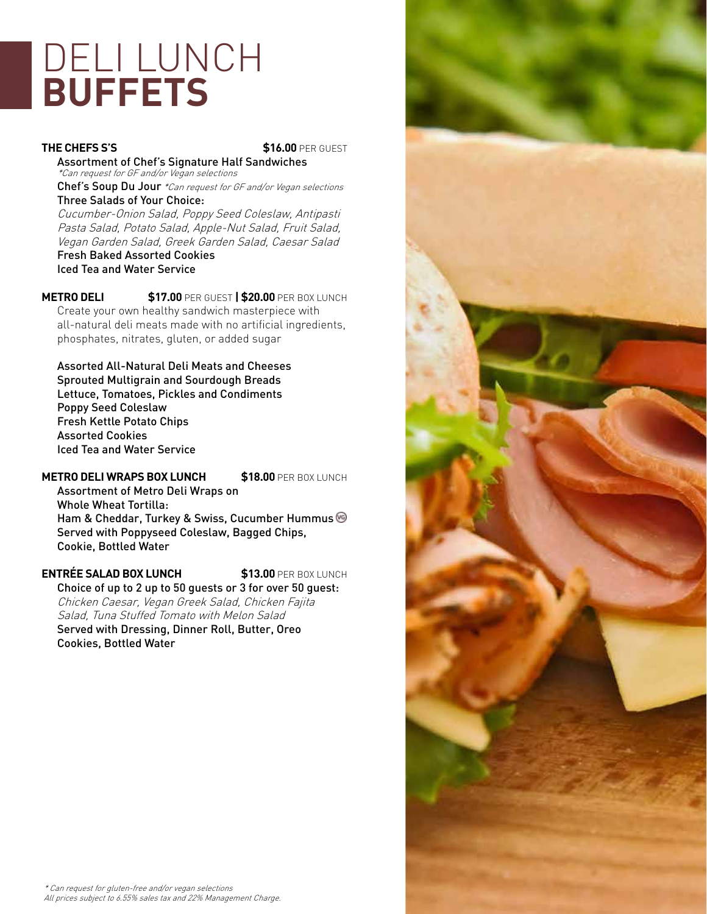# DELI LUNCH **BUFFETS**

### THE CHEFS S'S — **$16.00** PER GUEST

Assortment of Chef's Signature Half Sandwiches
*\*Can request for GF and/or Vegan selections*

Chef's Soup Du Jour *\*Can request for GF and/or Vegan selections*

Three Salads of Your Choice:
*Cucumber-Onion Salad, Poppy Seed Coleslaw, Antipasti Pasta Salad, Potato Salad, Apple-Nut Salad, Fruit Salad, Vegan Garden Salad, Greek Garden Salad, Caesar Salad*

Fresh Baked Assorted Cookies

Iced Tea and Water Service

### METRO DELI — **$17.00** PER GUEST | **$20.00** PER BOX LUNCH

Create your own healthy sandwich masterpiece with all-natural deli meats made with no artificial ingredients, phosphates, nitrates, gluten, or added sugar

Assorted All-Natural Deli Meats and Cheeses
Sprouted Multigrain and Sourdough Breads
Lettuce, Tomatoes, Pickles and Condiments
Poppy Seed Coleslaw
Fresh Kettle Potato Chips
Assorted Cookies
Iced Tea and Water Service

### METRO DELI WRAPS BOX LUNCH — **$18.00** PER BOX LUNCH

Assortment of Metro Deli Wraps on Whole Wheat Tortilla:
Ham & Cheddar, Turkey & Swiss, Cucumber Hummus (VG)
Served with Poppyseed Coleslaw, Bagged Chips, Cookie, Bottled Water

### ENTRÉE SALAD BOX LUNCH — **$13.00** PER BOX LUNCH

Choice of up to 2 up to 50 guests or 3 for over 50 guest:
*Chicken Caesar, Vegan Greek Salad, Chicken Fajita Salad, Tuna Stuffed Tomato with Melon Salad*
Served with Dressing, Dinner Roll, Butter, Oreo Cookies, Bottled Water

*\* Can request for gluten-free and/or vegan selections*
*All prices subject to 6.55% sales tax and 22% Management Charge.*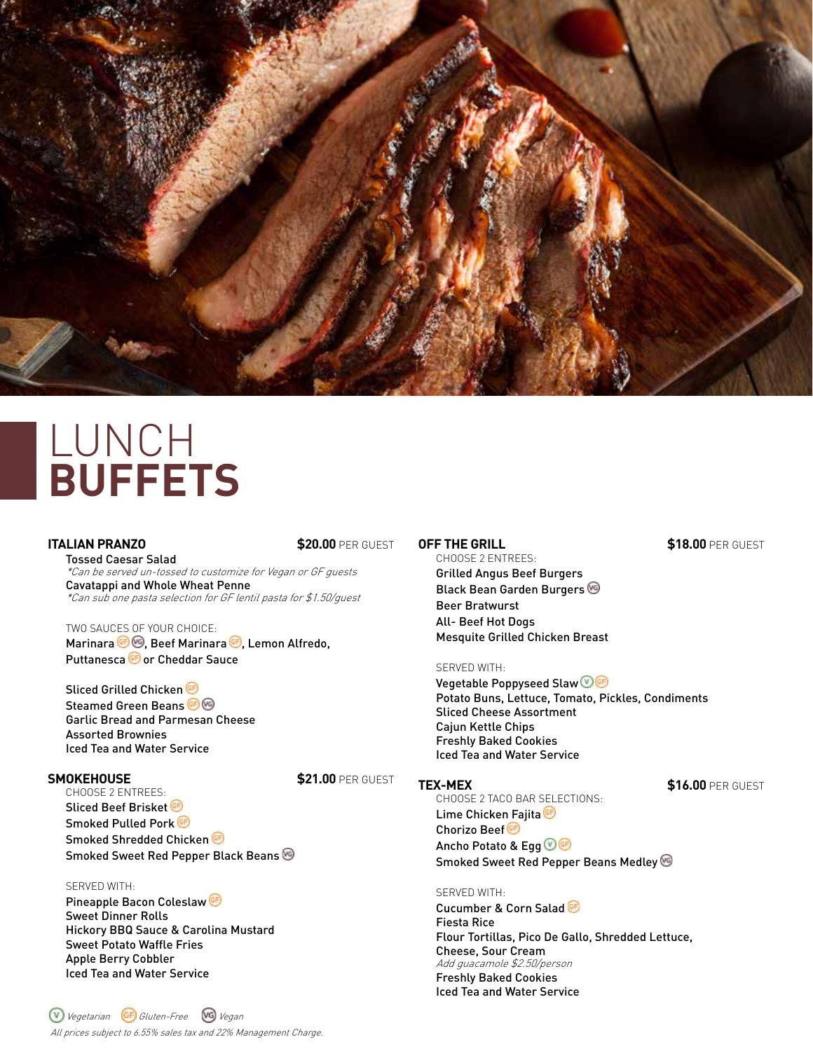# LUNCH **BUFFETS**

### ITALIAN PRANZO — **$20.00** PER GUEST

Tossed Caesar Salad
*\*Can be served un-tossed to customize for Vegan or GF guests*
Cavatappi and Whole Wheat Penne
*\*Can sub one pasta selection for GF lentil pasta for $1.50/guest*

TWO SAUCES OF YOUR CHOICE:
Marinara (GF) (VG), Beef Marinara (GF), Lemon Alfredo, Puttanesca (GF) or Cheddar Sauce

Sliced Grilled Chicken (GF)
Steamed Green Beans (GF) (VG)
Garlic Bread and Parmesan Cheese
Assorted Brownies
Iced Tea and Water Service

### SMOKEHOUSE — **$21.00** PER GUEST

CHOOSE 2 ENTREES:
Sliced Beef Brisket (GF)
Smoked Pulled Pork (GF)
Smoked Shredded Chicken (GF)
Smoked Sweet Red Pepper Black Beans (VG)

SERVED WITH:
Pineapple Bacon Coleslaw (GF)
Sweet Dinner Rolls
Hickory BBQ Sauce & Carolina Mustard
Sweet Potato Waffle Fries
Apple Berry Cobbler
Iced Tea and Water Service

### OFF THE GRILL — **$18.00** PER GUEST

CHOOSE 2 ENTREES:
Grilled Angus Beef Burgers
Black Bean Garden Burgers (VG)
Beer Bratwurst
All- Beef Hot Dogs
Mesquite Grilled Chicken Breast

SERVED WITH:
Vegetable Poppyseed Slaw (V) (GF)
Potato Buns, Lettuce, Tomato, Pickles, Condiments
Sliced Cheese Assortment
Cajun Kettle Chips
Freshly Baked Cookies
Iced Tea and Water Service

### TEX-MEX — **$16.00** PER GUEST

CHOOSE 2 TACO BAR SELECTIONS:
Lime Chicken Fajita (GF)
Chorizo Beef (GF)
Ancho Potato & Egg (V) (GF)
Smoked Sweet Red Pepper Beans Medley (VG)

SERVED WITH:
Cucumber & Corn Salad (GF)
Fiesta Rice
Flour Tortillas, Pico De Gallo, Shredded Lettuce, Cheese, Sour Cream
*Add guacamole $2.50/person*
Freshly Baked Cookies
Iced Tea and Water Service

*(V) Vegetarian (GF) Gluten-Free (VG) Vegan*

*All prices subject to 6.55% sales tax and 22% Management Charge.*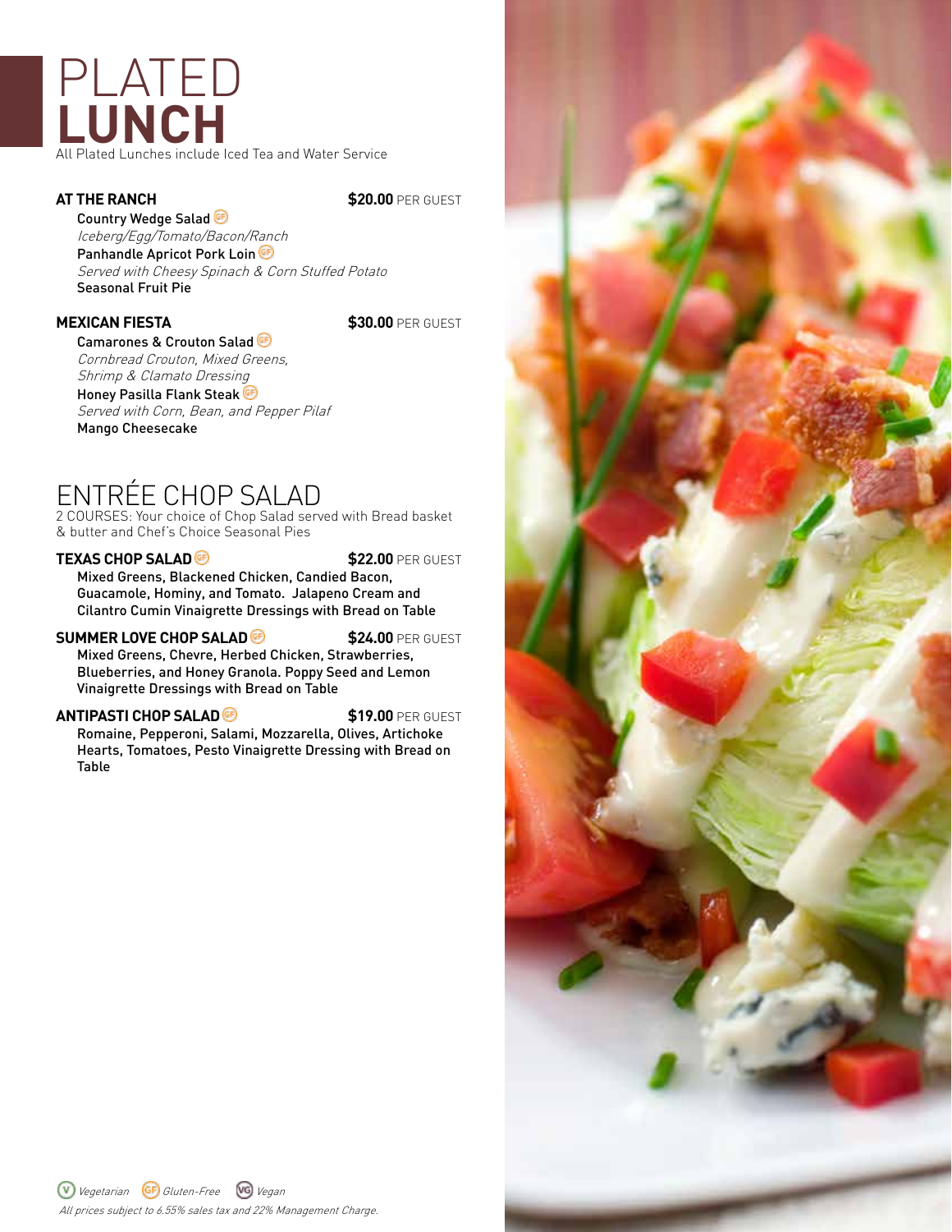# PLATED **LUNCH**

All Plated Lunches include Iced Tea and Water Service

### AT THE RANCH — **$20.00** PER GUEST

Country Wedge Salad (GF)
*Iceberg/Egg/Tomato/Bacon/Ranch*
Panhandle Apricot Pork Loin (GF)
*Served with Cheesy Spinach & Corn Stuffed Potato*
Seasonal Fruit Pie

### MEXICAN FIESTA — **$30.00** PER GUEST

Camarones & Crouton Salad (GF)
*Cornbread Crouton, Mixed Greens, Shrimp & Clamato Dressing*
Honey Pasilla Flank Steak (GF)
*Served with Corn, Bean, and Pepper Pilaf*
Mango Cheesecake

# ENTRÉE CHOP SALAD

2 COURSES: Your choice of Chop Salad served with Bread basket & butter and Chef's Choice Seasonal Pies

### TEXAS CHOP SALAD (GF) — **$22.00** PER GUEST

Mixed Greens, Blackened Chicken, Candied Bacon, Guacamole, Hominy, and Tomato. Jalapeno Cream and Cilantro Cumin Vinaigrette Dressings with Bread on Table

### SUMMER LOVE CHOP SALAD (GF) — **$24.00** PER GUEST

Mixed Greens, Chevre, Herbed Chicken, Strawberries, Blueberries, and Honey Granola. Poppy Seed and Lemon Vinaigrette Dressings with Bread on Table

### ANTIPASTI CHOP SALAD (GF) — **$19.00** PER GUEST

Romaine, Pepperoni, Salami, Mozzarella, Olives, Artichoke Hearts, Tomatoes, Pesto Vinaigrette Dressing with Bread on Table

(V) *Vegetarian* (GF) *Gluten-Free* (VG) *Vegan*

*All prices subject to 6.55% sales tax and 22% Management Charge.*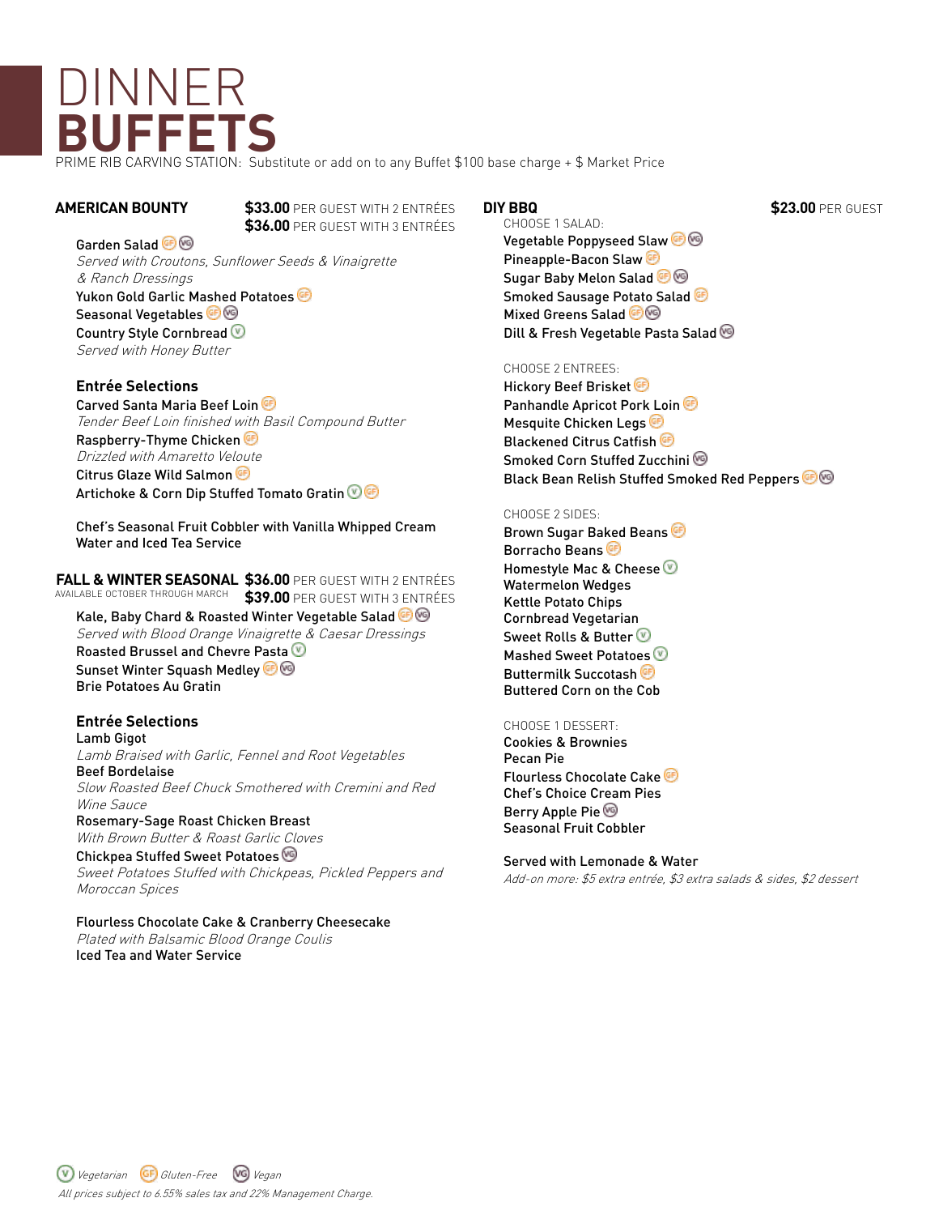# DINNER **BUFFETS**

PRIME RIB CARVING STATION: Substitute or add on to any Buffet $100 base charge + $ Market Price

## AMERICAN BOUNTY

**$33.00** PER GUEST WITH 2 ENTRÉES
**$36.00** PER GUEST WITH 3 ENTRÉES

Garden Salad (GF) (VG)
*Served with Croutons, Sunflower Seeds & Vinaigrette & Ranch Dressings*
Yukon Gold Garlic Mashed Potatoes (GF)
Seasonal Vegetables (GF) (VG)
Country Style Cornbread (V)
*Served with Honey Butter*

### Entrée Selections

Carved Santa Maria Beef Loin (GF)
*Tender Beef Loin finished with Basil Compound Butter*
Raspberry-Thyme Chicken (GF)
*Drizzled with Amaretto Veloute*
Citrus Glaze Wild Salmon (GF)
Artichoke & Corn Dip Stuffed Tomato Gratin (V) (GF)

Chef's Seasonal Fruit Cobbler with Vanilla Whipped Cream
Water and Iced Tea Service

## FALL & WINTER SEASONAL

AVAILABLE OCTOBER THROUGH MARCH

**$36.00** PER GUEST WITH 2 ENTRÉES
**$39.00** PER GUEST WITH 3 ENTRÉES

Kale, Baby Chard & Roasted Winter Vegetable Salad (GF) (VG)
*Served with Blood Orange Vinaigrette & Caesar Dressings*
Roasted Brussel and Chevre Pasta (V)
Sunset Winter Squash Medley (GF) (VG)
Brie Potatoes Au Gratin

### Entrée Selections

Lamb Gigot
*Lamb Braised with Garlic, Fennel and Root Vegetables*
Beef Bordelaise
*Slow Roasted Beef Chuck Smothered with Cremini and Red Wine Sauce*
Rosemary-Sage Roast Chicken Breast
*With Brown Butter & Roast Garlic Cloves*
Chickpea Stuffed Sweet Potatoes (VG)
*Sweet Potatoes Stuffed with Chickpeas, Pickled Peppers and Moroccan Spices*

Flourless Chocolate Cake & Cranberry Cheesecake
*Plated with Balsamic Blood Orange Coulis*
Iced Tea and Water Service

## DIY BBQ

**$23.00** PER GUEST

CHOOSE 1 SALAD:

Vegetable Poppyseed Slaw (GF) (VG)
Pineapple-Bacon Slaw (GF)
Sugar Baby Melon Salad (GF) (VG)
Smoked Sausage Potato Salad (GF)
Mixed Greens Salad (GF) (VG)
Dill & Fresh Vegetable Pasta Salad (VG)

CHOOSE 2 ENTREES:

Hickory Beef Brisket (GF)
Panhandle Apricot Pork Loin (GF)
Mesquite Chicken Legs (GF)
Blackened Citrus Catfish (GF)
Smoked Corn Stuffed Zucchini (VG)
Black Bean Relish Stuffed Smoked Red Peppers (GF) (VG)

CHOOSE 2 SIDES:

Brown Sugar Baked Beans (GF)
Borracho Beans (GF)
Homestyle Mac & Cheese (V)
Watermelon Wedges
Kettle Potato Chips
Cornbread Vegetarian
Sweet Rolls & Butter (V)
Mashed Sweet Potatoes (V)
Buttermilk Succotash (GF)
Buttered Corn on the Cob

CHOOSE 1 DESSERT:

Cookies & Brownies
Pecan Pie
Flourless Chocolate Cake (GF)
Chef's Choice Cream Pies
Berry Apple Pie (VG)
Seasonal Fruit Cobbler

Served with Lemonade & Water
*Add-on more: $5 extra entrée, $3 extra salads & sides, $2 dessert*

(V) *Vegetarian* (GF) *Gluten-Free* (VG) *Vegan*

*All prices subject to 6.55% sales tax and 22% Management Charge.*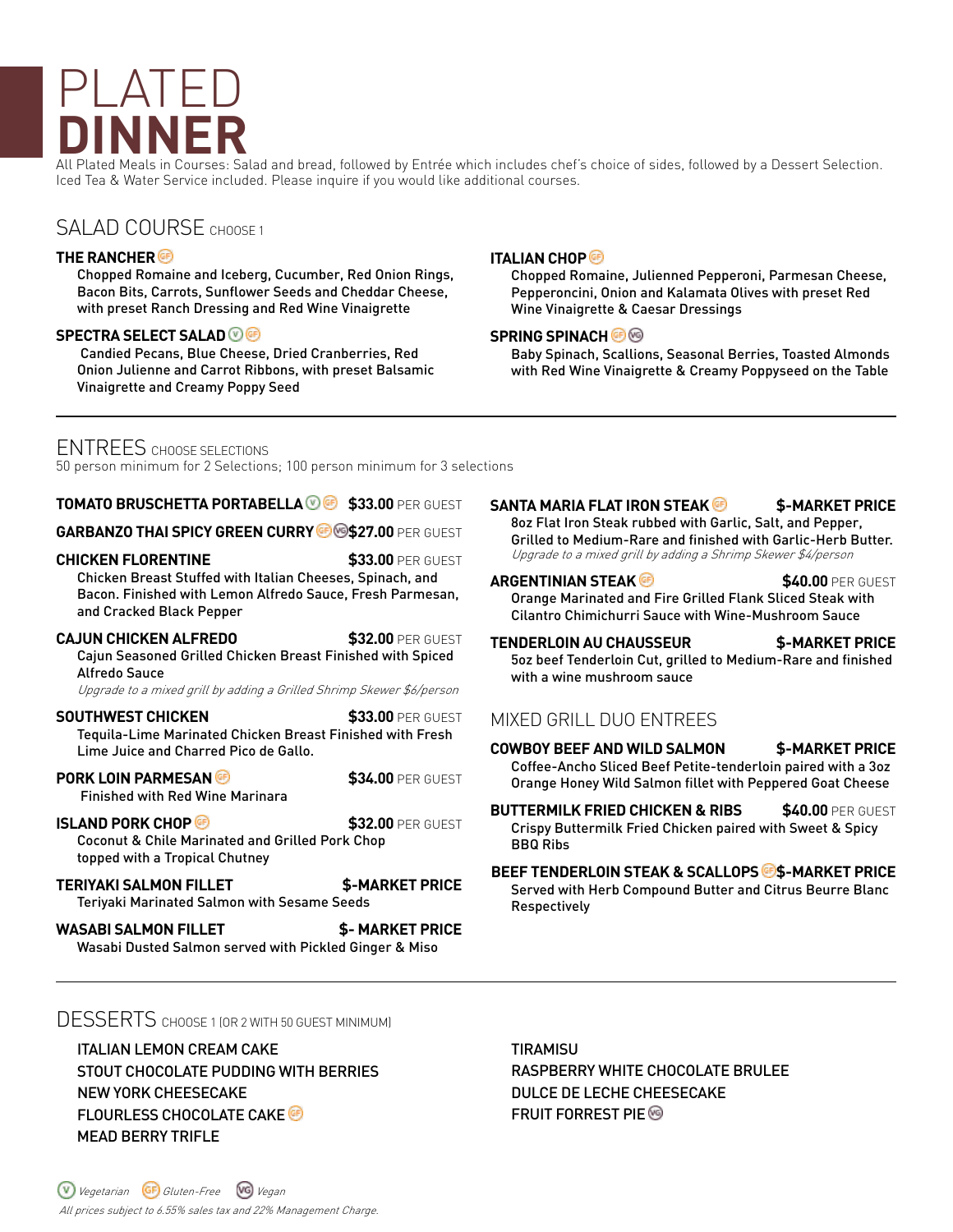# PLATED DINNER

All Plated Meals in Courses: Salad and bread, followed by Entrée which includes chef's choice of sides, followed by a Dessert Selection. Iced Tea & Water Service included. Please inquire if you would like additional courses.

## SALAD COURSE CHOOSE 1

**THE RANCHER** (GF)
Chopped Romaine and Iceberg, Cucumber, Red Onion Rings, Bacon Bits, Carrots, Sunflower Seeds and Cheddar Cheese, with preset Ranch Dressing and Red Wine Vinaigrette

**SPECTRA SELECT SALAD** (V) (GF)
Candied Pecans, Blue Cheese, Dried Cranberries, Red Onion Julienne and Carrot Ribbons, with preset Balsamic Vinaigrette and Creamy Poppy Seed

**ITALIAN CHOP** (GF)
Chopped Romaine, Julienned Pepperoni, Parmesan Cheese, Pepperoncini, Onion and Kalamata Olives with preset Red Wine Vinaigrette & Caesar Dressings

**SPRING SPINACH** (GF) (VG)
Baby Spinach, Scallions, Seasonal Berries, Toasted Almonds with Red Wine Vinaigrette & Creamy Poppyseed on the Table

## ENTREES CHOOSE SELECTIONS

50 person minimum for 2 Selections; 100 person minimum for 3 selections

**TOMATO BRUSCHETTA PORTABELLA** (V) (GF) — **$33.00** PER GUEST

**GARBANZO THAI SPICY GREEN CURRY** (GF) (VG) — **$27.00** PER GUEST

**CHICKEN FLORENTINE** — **$33.00** PER GUEST
Chicken Breast Stuffed with Italian Cheeses, Spinach, and Bacon. Finished with Lemon Alfredo Sauce, Fresh Parmesan, and Cracked Black Pepper

**CAJUN CHICKEN ALFREDO** — **$32.00** PER GUEST
Cajun Seasoned Grilled Chicken Breast Finished with Spiced Alfredo Sauce
*Upgrade to a mixed grill by adding a Grilled Shrimp Skewer $6/person*

**SOUTHWEST CHICKEN** — **$33.00** PER GUEST
Tequila-Lime Marinated Chicken Breast Finished with Fresh Lime Juice and Charred Pico de Gallo.

**PORK LOIN PARMESAN** (GF) — **$34.00** PER GUEST
Finished with Red Wine Marinara

**ISLAND PORK CHOP** (GF) — **$32.00** PER GUEST
Coconut & Chile Marinated and Grilled Pork Chop topped with a Tropical Chutney

**TERIYAKI SALMON FILLET** — **$-MARKET PRICE**
Teriyaki Marinated Salmon with Sesame Seeds

**WASABI SALMON FILLET** — **$- MARKET PRICE**
Wasabi Dusted Salmon served with Pickled Ginger & Miso

**SANTA MARIA FLAT IRON STEAK** (GF) — **$-MARKET PRICE**
8oz Flat Iron Steak rubbed with Garlic, Salt, and Pepper, Grilled to Medium-Rare and finished with Garlic-Herb Butter.
*Upgrade to a mixed grill by adding a Shrimp Skewer $4/person*

**ARGENTINIAN STEAK** (GF) — **$40.00** PER GUEST
Orange Marinated and Fire Grilled Flank Sliced Steak with Cilantro Chimichurri Sauce with Wine-Mushroom Sauce

**TENDERLOIN AU CHAUSSEUR** — **$-MARKET PRICE**
5oz beef Tenderloin Cut, grilled to Medium-Rare and finished with a wine mushroom sauce

### MIXED GRILL DUO ENTREES

**COWBOY BEEF AND WILD SALMON** — **$-MARKET PRICE**
Coffee-Ancho Sliced Beef Petite-tenderloin paired with a 3oz Orange Honey Wild Salmon fillet with Peppered Goat Cheese

**BUTTERMILK FRIED CHICKEN & RIBS** — **$40.00** PER GUEST
Crispy Buttermilk Fried Chicken paired with Sweet & Spicy BBQ Ribs

**BEEF TENDERLOIN STEAK & SCALLOPS** (GF) — **$-MARKET PRICE**
Served with Herb Compound Butter and Citrus Beurre Blanc Respectively

## DESSERTS CHOOSE 1 (OR 2 WITH 50 GUEST MINIMUM)

- ITALIAN LEMON CREAM CAKE
- STOUT CHOCOLATE PUDDING WITH BERRIES
- NEW YORK CHEESECAKE
- FLOURLESS CHOCOLATE CAKE (GF)
- MEAD BERRY TRIFLE
- TIRAMISU
- RASPBERRY WHITE CHOCOLATE BRULEE
- DULCE DE LECHE CHEESECAKE
- FRUIT FORREST PIE (VG)

(V) *Vegetarian* (GF) *Gluten-Free* (VG) *Vegan*

*All prices subject to 6.55% sales tax and 22% Management Charge.*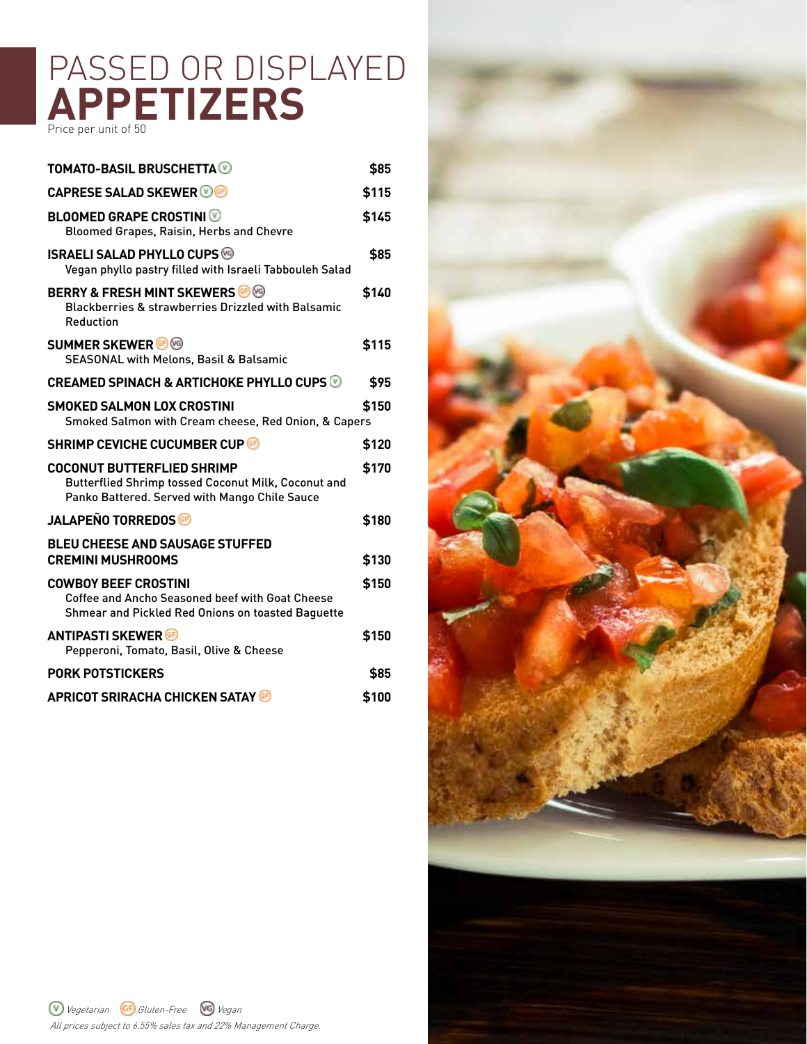# PASSED OR DISPLAYED **APPETIZERS**

Price per unit of 50

| Item | Price |
|---|---|
| **TOMATO-BASIL BRUSCHETTA** (V) | $85 |
| **CAPRESE SALAD SKEWER** (V) (GF) | $115 |
| **BLOOMED GRAPE CROSTINI** (V)<br>Bloomed Grapes, Raisin, Herbs and Chevre | $145 |
| **ISRAELI SALAD PHYLLO CUPS** (VG)<br>Vegan phyllo pastry filled with Israeli Tabbouleh Salad | $85 |
| **BERRY & FRESH MINT SKEWERS** (GF) (VG)<br>Blackberries & strawberries Drizzled with Balsamic Reduction | $140 |
| **SUMMER SKEWER** (GF) (VG)<br>SEASONAL with Melons, Basil & Balsamic | $115 |
| **CREAMED SPINACH & ARTICHOKE PHYLLO CUPS** (V) | $95 |
| **SMOKED SALMON LOX CROSTINI**<br>Smoked Salmon with Cream cheese, Red Onion, & Capers | $150 |
| **SHRIMP CEVICHE CUCUMBER CUP** (GF) | $120 |
| **COCONUT BUTTERFLIED SHRIMP**<br>Butterflied Shrimp tossed Coconut Milk, Coconut and Panko Battered. Served with Mango Chile Sauce | $170 |
| **JALAPEÑO TORREDOS** (GF) | $180 |
| **BLEU CHEESE AND SAUSAGE STUFFED CREMINI MUSHROOMS** | $130 |
| **COWBOY BEEF CROSTINI**<br>Coffee and Ancho Seasoned beef with Goat Cheese Shmear and Pickled Red Onions on toasted Baguette | $150 |
| **ANTIPASTI SKEWER** (GF)<br>Pepperoni, Tomato, Basil, Olive & Cheese | $150 |
| **PORK POTSTICKERS** | $85 |
| **APRICOT SRIRACHA CHICKEN SATAY** (GF) | $100 |

*(V) Vegetarian (GF) Gluten-Free (VG) Vegan*

*All prices subject to 6.55% sales tax and 22% Management Charge.*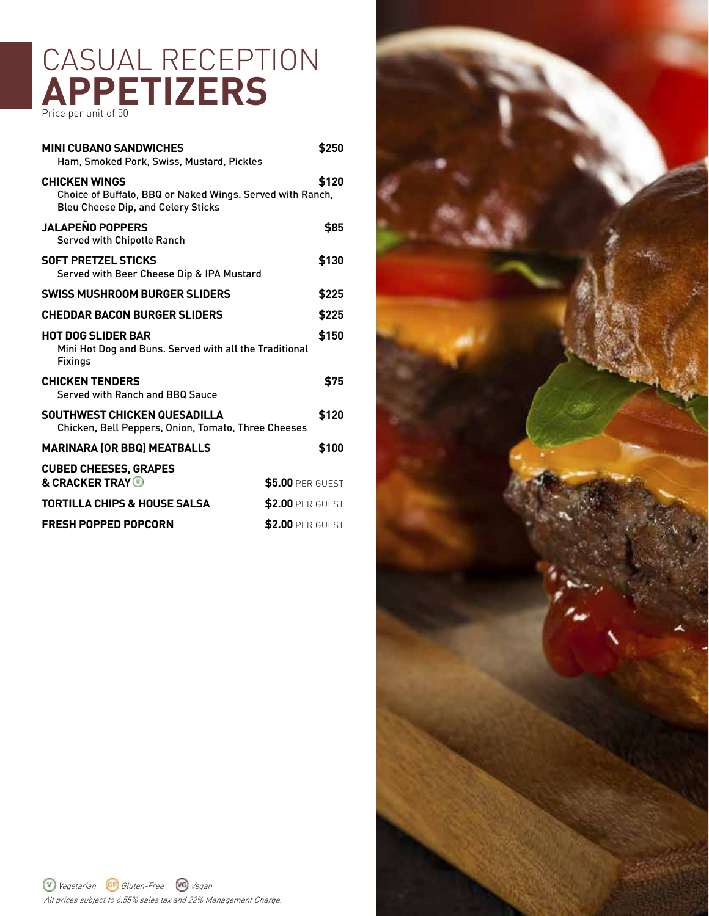# CASUAL RECEPTION **APPETIZERS**

Price per unit of 50

**MINI CUBANO SANDWICHES** — **$250**
Ham, Smoked Pork, Swiss, Mustard, Pickles

**CHICKEN WINGS** — **$120**
Choice of Buffalo, BBQ or Naked Wings. Served with Ranch, Bleu Cheese Dip, and Celery Sticks

**JALAPEÑO POPPERS** — **$85**
Served with Chipotle Ranch

**SOFT PRETZEL STICKS** — **$130**
Served with Beer Cheese Dip & IPA Mustard

**SWISS MUSHROOM BURGER SLIDERS** — **$225**

**CHEDDAR BACON BURGER SLIDERS** — **$225**

**HOT DOG SLIDER BAR** — **$150**
Mini Hot Dog and Buns. Served with all the Traditional Fixings

**CHICKEN TENDERS** — **$75**
Served with Ranch and BBQ Sauce

**SOUTHWEST CHICKEN QUESADILLA** — **$120**
Chicken, Bell Peppers, Onion, Tomato, Three Cheeses

**MARINARA (OR BBQ) MEATBALLS** — **$100**

**CUBED CHEESES, GRAPES & CRACKER TRAY** (V) — **$5.00** PER GUEST

**TORTILLA CHIPS & HOUSE SALSA** — **$2.00** PER GUEST

**FRESH POPPED POPCORN** — **$2.00** PER GUEST

(V) *Vegetarian* (GF) *Gluten-Free* (VG) *Vegan*

*All prices subject to 6.55% sales tax and 22% Management Charge.*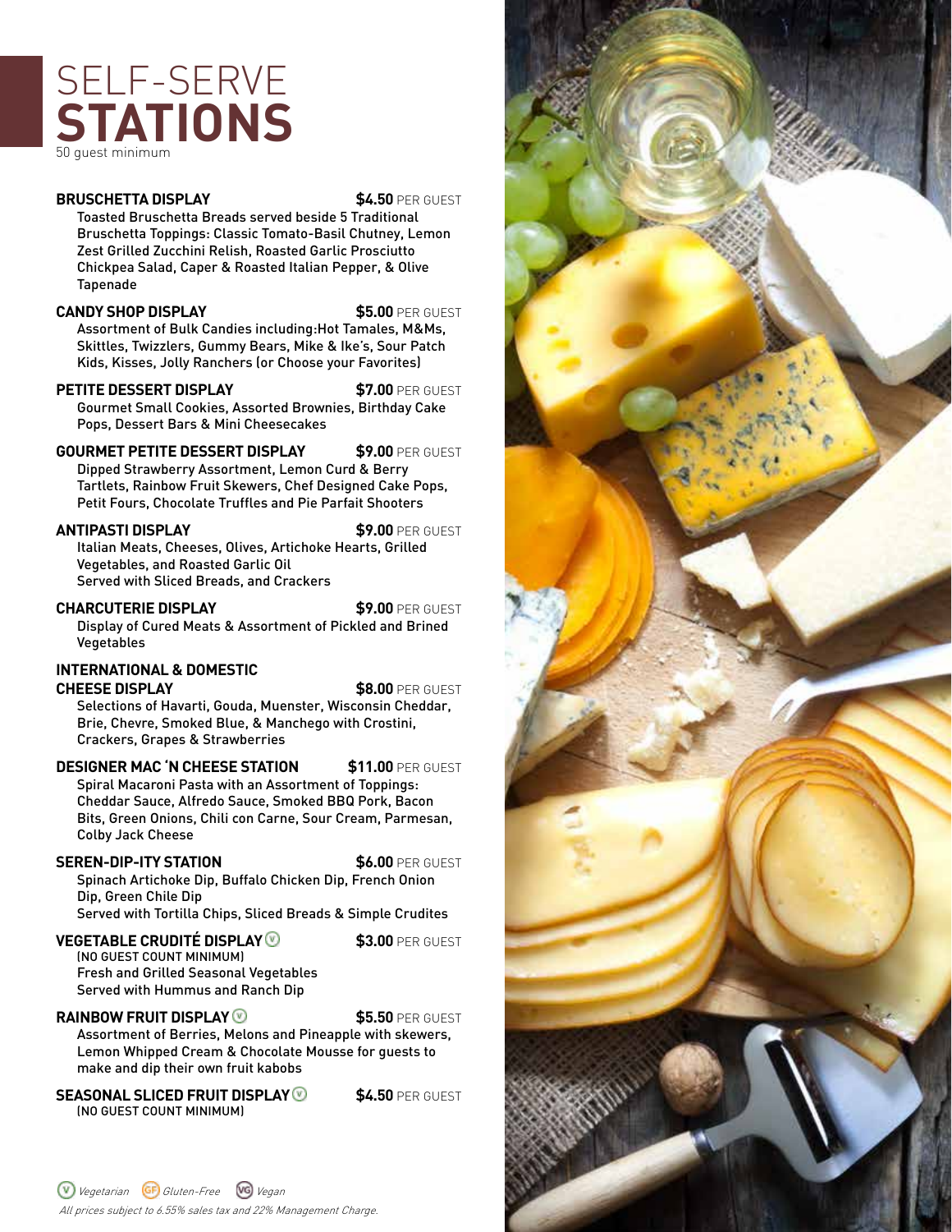# SELF-SERVE **STATIONS**

50 guest minimum

**BRUSCHETTA DISPLAY** **$4.50** PER GUEST

Toasted Bruschetta Breads served beside 5 Traditional Bruschetta Toppings: Classic Tomato-Basil Chutney, Lemon Zest Grilled Zucchini Relish, Roasted Garlic Prosciutto Chickpea Salad, Caper & Roasted Italian Pepper, & Olive Tapenade

**CANDY SHOP DISPLAY** **$5.00** PER GUEST

Assortment of Bulk Candies including:Hot Tamales, M&Ms, Skittles, Twizzlers, Gummy Bears, Mike & Ike's, Sour Patch Kids, Kisses, Jolly Ranchers (or Choose your Favorites)

**PETITE DESSERT DISPLAY** **$7.00** PER GUEST

Gourmet Small Cookies, Assorted Brownies, Birthday Cake Pops, Dessert Bars & Mini Cheesecakes

**GOURMET PETITE DESSERT DISPLAY** **$9.00** PER GUEST

Dipped Strawberry Assortment, Lemon Curd & Berry Tartlets, Rainbow Fruit Skewers, Chef Designed Cake Pops, Petit Fours, Chocolate Truffles and Pie Parfait Shooters

**ANTIPASTI DISPLAY** **$9.00** PER GUEST

Italian Meats, Cheeses, Olives, Artichoke Hearts, Grilled Vegetables, and Roasted Garlic Oil
Served with Sliced Breads, and Crackers

**CHARCUTERIE DISPLAY** **$9.00** PER GUEST

Display of Cured Meats & Assortment of Pickled and Brined Vegetables

**INTERNATIONAL & DOMESTIC CHEESE DISPLAY** **$8.00** PER GUEST

Selections of Havarti, Gouda, Muenster, Wisconsin Cheddar, Brie, Chevre, Smoked Blue, & Manchego with Crostini, Crackers, Grapes & Strawberries

**DESIGNER MAC 'N CHEESE STATION** **$11.00** PER GUEST

Spiral Macaroni Pasta with an Assortment of Toppings: Cheddar Sauce, Alfredo Sauce, Smoked BBQ Pork, Bacon Bits, Green Onions, Chili con Carne, Sour Cream, Parmesan, Colby Jack Cheese

**SEREN-DIP-ITY STATION** **$6.00** PER GUEST

Spinach Artichoke Dip, Buffalo Chicken Dip, French Onion Dip, Green Chile Dip
Served with Tortilla Chips, Sliced Breads & Simple Crudites

**VEGETABLE CRUDITÉ DISPLAY** (V) **$3.00** PER GUEST

(NO GUEST COUNT MINIMUM)
Fresh and Grilled Seasonal Vegetables
Served with Hummus and Ranch Dip

**RAINBOW FRUIT DISPLAY** (V) **$5.50** PER GUEST

Assortment of Berries, Melons and Pineapple with skewers, Lemon Whipped Cream & Chocolate Mousse for guests to make and dip their own fruit kabobs

**SEASONAL SLICED FRUIT DISPLAY** (V) **$4.50** PER GUEST

(NO GUEST COUNT MINIMUM)

(V) *Vegetarian* (GF) *Gluten-Free* (VG) *Vegan*

*All prices subject to 6.55% sales tax and 22% Management Charge.*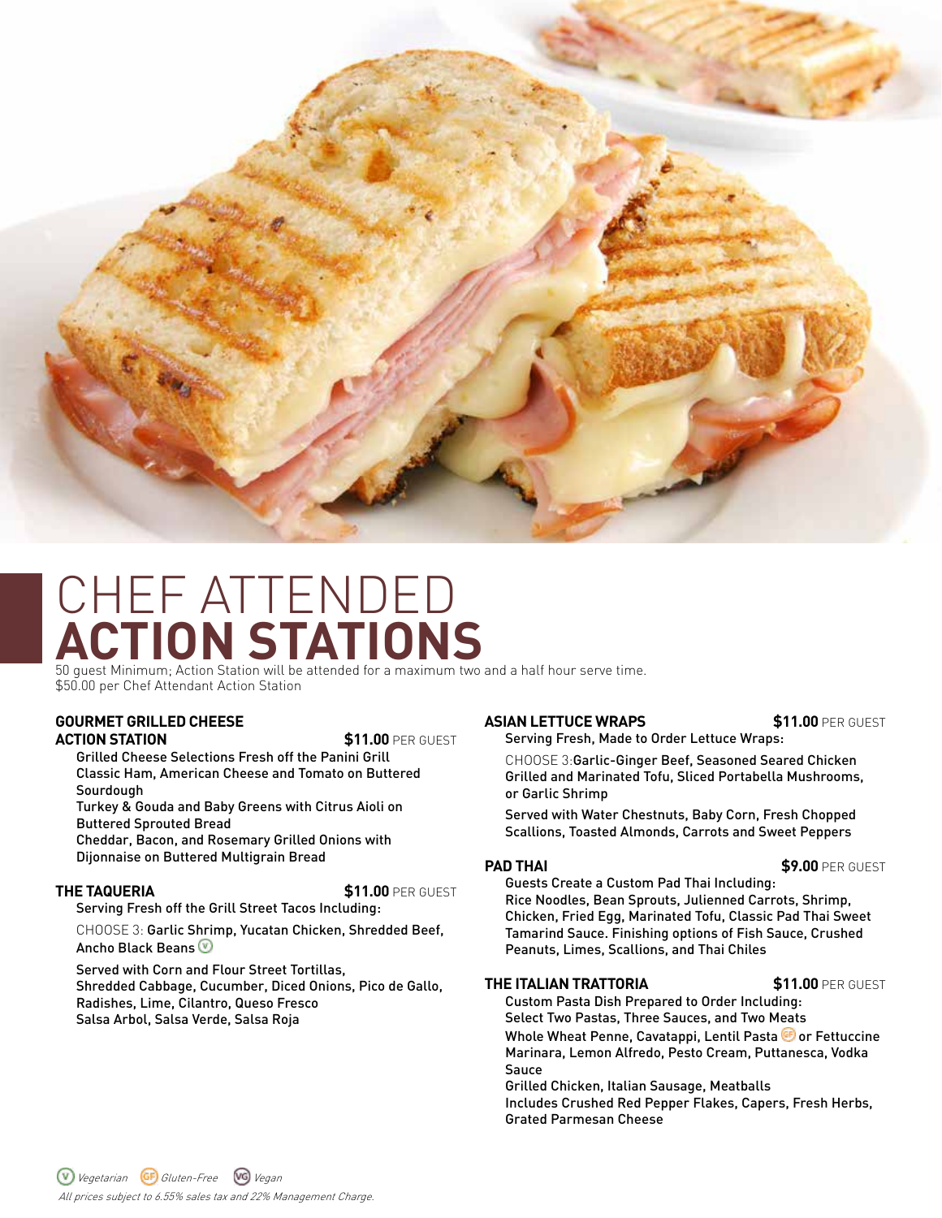# CHEF ATTENDED **ACTION STATIONS**

50 guest Minimum; Action Station will be attended for a maximum two and a half hour serve time.
$50.00 per Chef Attendant Action Station

### GOURMET GRILLED CHEESE ACTION STATION — **$11.00** PER GUEST

Grilled Cheese Selections Fresh off the Panini Grill
Classic Ham, American Cheese and Tomato on Buttered Sourdough
Turkey & Gouda and Baby Greens with Citrus Aioli on Buttered Sprouted Bread
Cheddar, Bacon, and Rosemary Grilled Onions with Dijonnaise on Buttered Multigrain Bread

### THE TAQUERIA — **$11.00** PER GUEST

Serving Fresh off the Grill Street Tacos Including:

CHOOSE 3: Garlic Shrimp, Yucatan Chicken, Shredded Beef, Ancho Black Beans (V)

Served with Corn and Flour Street Tortillas, Shredded Cabbage, Cucumber, Diced Onions, Pico de Gallo, Radishes, Lime, Cilantro, Queso Fresco
Salsa Arbol, Salsa Verde, Salsa Roja

### ASIAN LETTUCE WRAPS — **$11.00** PER GUEST

Serving Fresh, Made to Order Lettuce Wraps:

CHOOSE 3: Garlic-Ginger Beef, Seasoned Seared Chicken Grilled and Marinated Tofu, Sliced Portabella Mushrooms, or Garlic Shrimp

Served with Water Chestnuts, Baby Corn, Fresh Chopped Scallions, Toasted Almonds, Carrots and Sweet Peppers

### PAD THAI — **$9.00** PER GUEST

Guests Create a Custom Pad Thai Including:
Rice Noodles, Bean Sprouts, Julienned Carrots, Shrimp, Chicken, Fried Egg, Marinated Tofu, Classic Pad Thai Sweet Tamarind Sauce. Finishing options of Fish Sauce, Crushed Peanuts, Limes, Scallions, and Thai Chiles

### THE ITALIAN TRATTORIA — **$11.00** PER GUEST

Custom Pasta Dish Prepared to Order Including:
Select Two Pastas, Three Sauces, and Two Meats
Whole Wheat Penne, Cavatappi, Lentil Pasta (GF) or Fettuccine
Marinara, Lemon Alfredo, Pesto Cream, Puttanesca, Vodka Sauce
Grilled Chicken, Italian Sausage, Meatballs
Includes Crushed Red Pepper Flakes, Capers, Fresh Herbs, Grated Parmesan Cheese

(V) *Vegetarian* (GF) *Gluten-Free* (VG) *Vegan*

*All prices subject to 6.55% sales tax and 22% Management Charge.*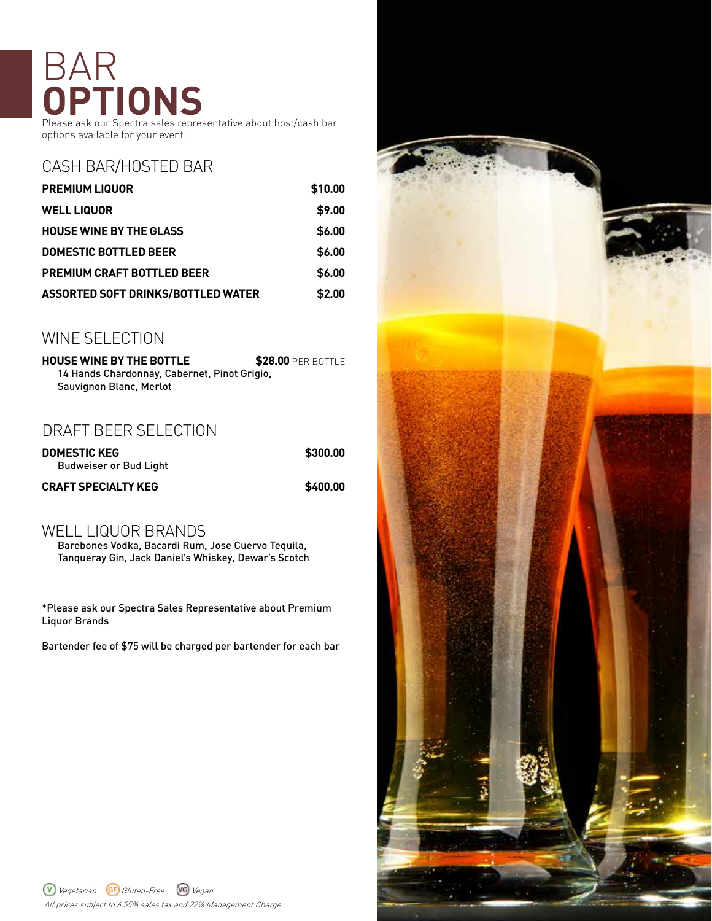# BAR OPTIONS

Please ask our Spectra sales representative about host/cash bar options available for your event.

## CASH BAR/HOSTED BAR

| Item | Price |
| --- | --- |
| **PREMIUM LIQUOR** | **$10.00** |
| **WELL LIQUOR** | **$9.00** |
| **HOUSE WINE BY THE GLASS** | **$6.00** |
| **DOMESTIC BOTTLED BEER** | **$6.00** |
| **PREMIUM CRAFT BOTTLED BEER** | **$6.00** |
| **ASSORTED SOFT DRINKS/BOTTLED WATER** | **$2.00** |

## WINE SELECTION

**HOUSE WINE BY THE BOTTLE** — **$28.00** PER BOTTLE
14 Hands Chardonnay, Cabernet, Pinot Grigio, Sauvignon Blanc, Merlot

## DRAFT BEER SELECTION

**DOMESTIC KEG** — **$300.00**
Budweiser or Bud Light

**CRAFT SPECIALTY KEG** — **$400.00**

## WELL LIQUOR BRANDS

Barebones Vodka, Bacardi Rum, Jose Cuervo Tequila, Tanqueray Gin, Jack Daniel's Whiskey, Dewar's Scotch

*Please ask our Spectra Sales Representative about Premium Liquor Brands

Bartender fee of $75 will be charged per bartender for each bar

(V) *Vegetarian* (GF) *Gluten-Free* (VG) *Vegan*

*All prices subject to 6.55% sales tax and 22% Management Charge.*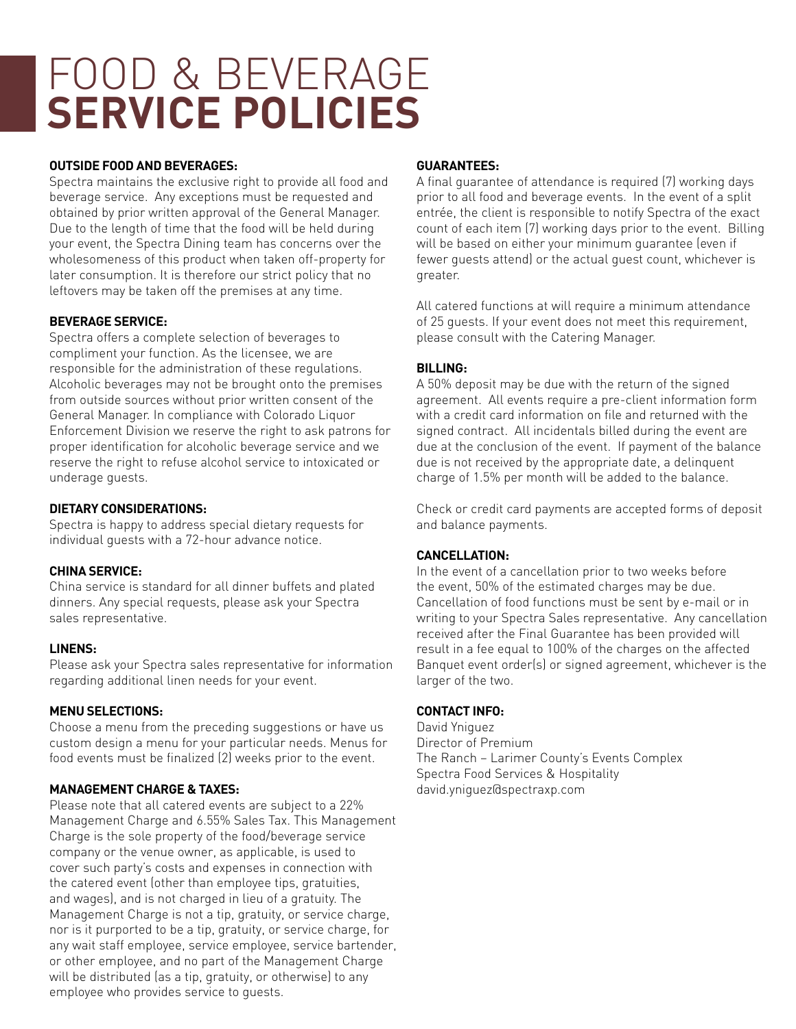# FOOD & BEVERAGE **SERVICE POLICIES**

**OUTSIDE FOOD AND BEVERAGES:**
Spectra maintains the exclusive right to provide all food and beverage service. Any exceptions must be requested and obtained by prior written approval of the General Manager. Due to the length of time that the food will be held during your event, the Spectra Dining team has concerns over the wholesomeness of this product when taken off-property for later consumption. It is therefore our strict policy that no leftovers may be taken off the premises at any time.

**BEVERAGE SERVICE:**
Spectra offers a complete selection of beverages to compliment your function. As the licensee, we are responsible for the administration of these regulations. Alcoholic beverages may not be brought onto the premises from outside sources without prior written consent of the General Manager. In compliance with Colorado Liquor Enforcement Division we reserve the right to ask patrons for proper identification for alcoholic beverage service and we reserve the right to refuse alcohol service to intoxicated or underage guests.

**DIETARY CONSIDERATIONS:**
Spectra is happy to address special dietary requests for individual guests with a 72-hour advance notice.

**CHINA SERVICE:**
China service is standard for all dinner buffets and plated dinners. Any special requests, please ask your Spectra sales representative.

**LINENS:**
Please ask your Spectra sales representative for information regarding additional linen needs for your event.

**MENU SELECTIONS:**
Choose a menu from the preceding suggestions or have us custom design a menu for your particular needs. Menus for food events must be finalized (2) weeks prior to the event.

**MANAGEMENT CHARGE & TAXES:**
Please note that all catered events are subject to a 22% Management Charge and 6.55% Sales Tax. This Management Charge is the sole property of the food/beverage service company or the venue owner, as applicable, is used to cover such party's costs and expenses in connection with the catered event (other than employee tips, gratuities, and wages), and is not charged in lieu of a gratuity. The Management Charge is not a tip, gratuity, or service charge, nor is it purported to be a tip, gratuity, or service charge, for any wait staff employee, service employee, service bartender, or other employee, and no part of the Management Charge will be distributed (as a tip, gratuity, or otherwise) to any employee who provides service to guests.

**GUARANTEES:**
A final guarantee of attendance is required (7) working days prior to all food and beverage events. In the event of a split entrée, the client is responsible to notify Spectra of the exact count of each item (7) working days prior to the event. Billing will be based on either your minimum guarantee (even if fewer guests attend) or the actual guest count, whichever is greater.

All catered functions at will require a minimum attendance of 25 guests. If your event does not meet this requirement, please consult with the Catering Manager.

**BILLING:**
A 50% deposit may be due with the return of the signed agreement. All events require a pre-client information form with a credit card information on file and returned with the signed contract. All incidentals billed during the event are due at the conclusion of the event. If payment of the balance due is not received by the appropriate date, a delinquent charge of 1.5% per month will be added to the balance.

Check or credit card payments are accepted forms of deposit and balance payments.

**CANCELLATION:**
In the event of a cancellation prior to two weeks before the event, 50% of the estimated charges may be due. Cancellation of food functions must be sent by e-mail or in writing to your Spectra Sales representative. Any cancellation received after the Final Guarantee has been provided will result in a fee equal to 100% of the charges on the affected Banquet event order(s) or signed agreement, whichever is the larger of the two.

**CONTACT INFO:**
David Yniguez
Director of Premium
The Ranch – Larimer County's Events Complex
Spectra Food Services & Hospitality
david.yniguez@spectraxp.com